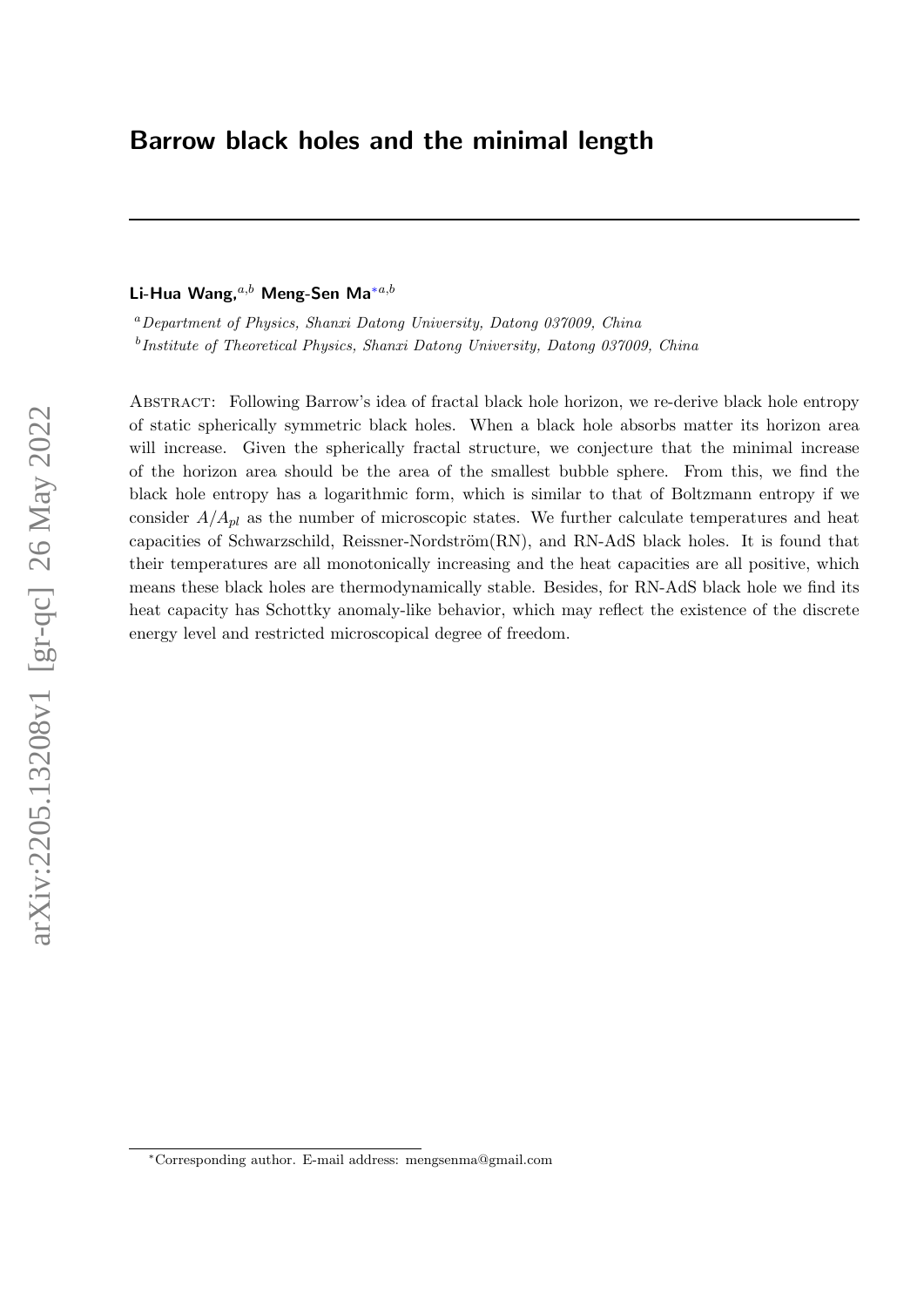# Barrow black holes and the minimal length

**Li-Hua Wang,**[a,b] **Meng-Sen Ma**[*a,b]

[a] *Department of Physics, Shanxi Datong University, Datong 037009, China*

[b] *Institute of Theoretical Physics, Shanxi Datong University, Datong 037009, China*

Abstract: Following Barrow's idea of fractal black hole horizon, we re-derive black hole entropy of static spherically symmetric black holes. When a black hole absorbs matter its horizon area will increase. Given the spherically fractal structure, we conjecture that the minimal increase of the horizon area should be the area of the smallest bubble sphere. From this, we find the black hole entropy has a logarithmic form, which is similar to that of Boltzmann entropy if we consider $A/A_{pl}$ as the number of microscopic states. We further calculate temperatures and heat capacities of Schwarzschild, Reissner-Nordström(RN), and RN-AdS black holes. It is found that their temperatures are all monotonically increasing and the heat capacities are all positive, which means these black holes are thermodynamically stable. Besides, for RN-AdS black hole we find its heat capacity has Schottky anomaly-like behavior, which may reflect the existence of the discrete energy level and restricted microscopical degree of freedom.

[*] Corresponding author. E-mail address: mengsenma@gmail.com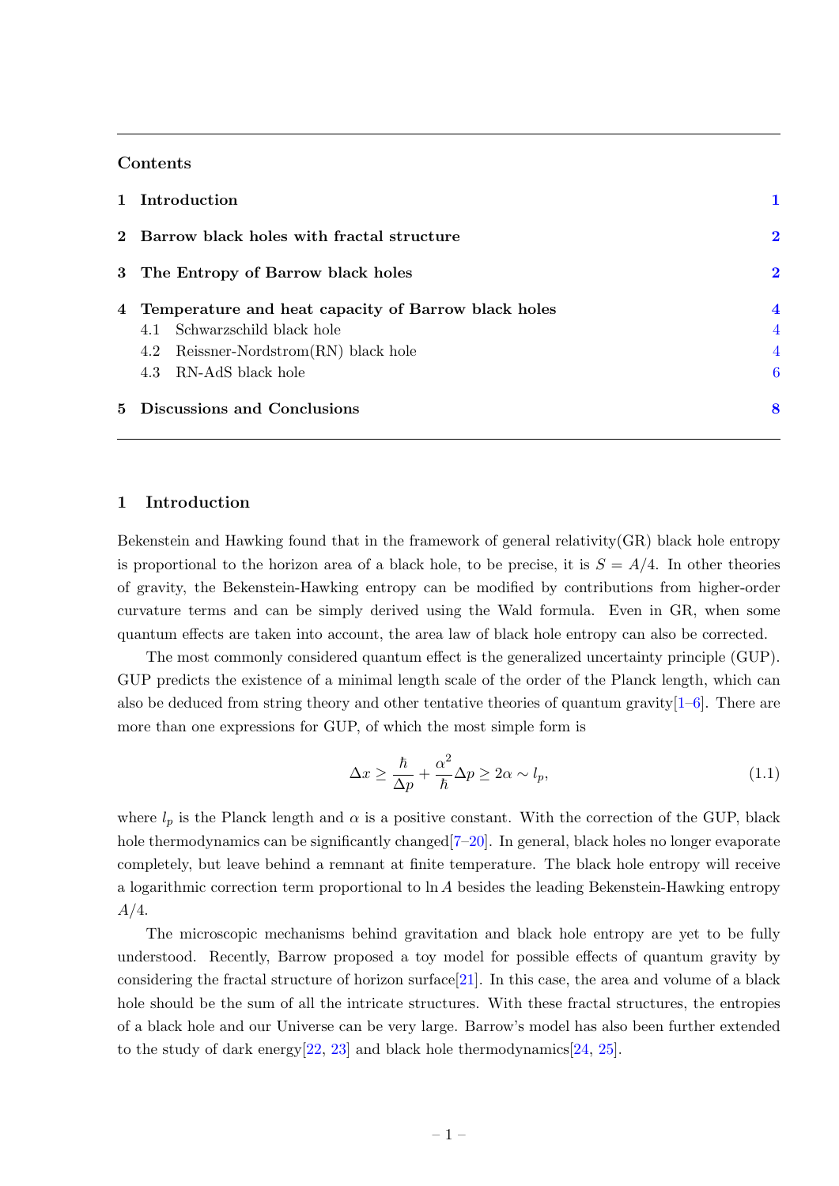## Contents

| | | |
|---|---|---|
| **1** | **Introduction** | **1** |
| **2** | **Barrow black holes with fractal structure** | **2** |
| **3** | **The Entropy of Barrow black holes** | **2** |
| **4** | **Temperature and heat capacity of Barrow black holes** | **4** |
| | 4.1 Schwarzschild black hole | 4 |
| | 4.2 Reissner-Nordstrom(RN) black hole | 4 |
| | 4.3 RN-AdS black hole | 6 |
| **5** | **Discussions and Conclusions** | **8** |

## 1 Introduction

Bekenstein and Hawking found that in the framework of general relativity(GR) black hole entropy is proportional to the horizon area of a black hole, to be precise, it is $S = A/4$. In other theories of gravity, the Bekenstein-Hawking entropy can be modified by contributions from higher-order curvature terms and can be simply derived using the Wald formula. Even in GR, when some quantum effects are taken into account, the area law of black hole entropy can also be corrected.

The most commonly considered quantum effect is the generalized uncertainty principle (GUP). GUP predicts the existence of a minimal length scale of the order of the Planck length, which can also be deduced from string theory and other tentative theories of quantum gravity[1–6]. There are more than one expressions for GUP, of which the most simple form is

$$\Delta x \geq \frac{\hbar}{\Delta p} + \frac{\alpha^2}{\hbar}\Delta p \geq 2\alpha \sim l_p, \tag{1.1}$$

where $l_p$ is the Planck length and $\alpha$ is a positive constant. With the correction of the GUP, black hole thermodynamics can be significantly changed[7–20]. In general, black holes no longer evaporate completely, but leave behind a remnant at finite temperature. The black hole entropy will receive a logarithmic correction term proportional to $\ln A$ besides the leading Bekenstein-Hawking entropy $A/4$.

The microscopic mechanisms behind gravitation and black hole entropy are yet to be fully understood. Recently, Barrow proposed a toy model for possible effects of quantum gravity by considering the fractal structure of horizon surface[21]. In this case, the area and volume of a black hole should be the sum of all the intricate structures. With these fractal structures, the entropies of a black hole and our Universe can be very large. Barrow's model has also been further extended to the study of dark energy[22, 23] and black hole thermodynamics[24, 25].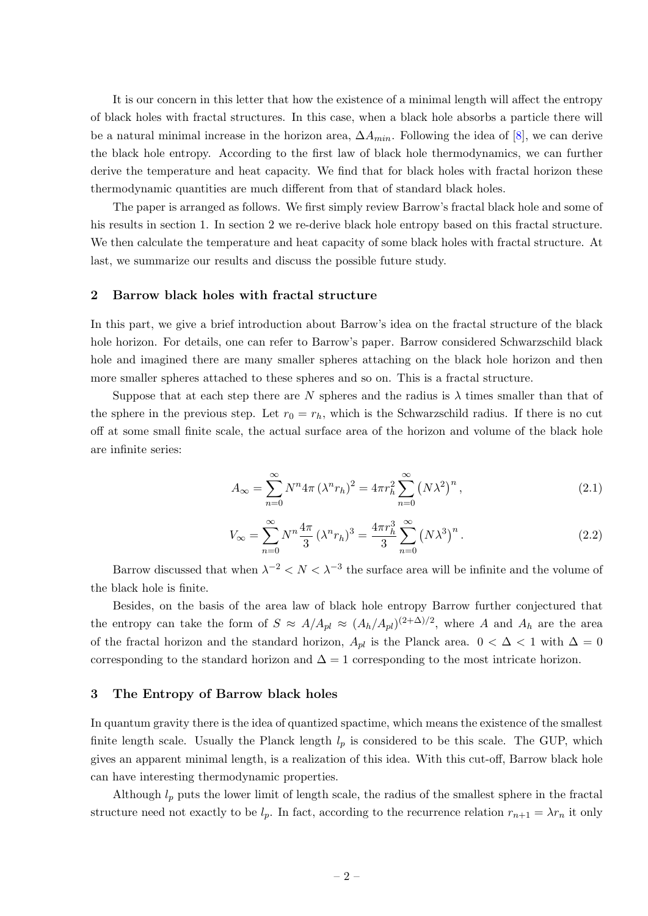It is our concern in this letter that how the existence of a minimal length will affect the entropy of black holes with fractal structures. In this case, when a black hole absorbs a particle there will be a natural minimal increase in the horizon area, $\Delta A_{min}$. Following the idea of [8], we can derive the black hole entropy. According to the first law of black hole thermodynamics, we can further derive the temperature and heat capacity. We find that for black holes with fractal horizon these thermodynamic quantities are much different from that of standard black holes.

The paper is arranged as follows. We first simply review Barrow's fractal black hole and some of his results in section 1. In section 2 we re-derive black hole entropy based on this fractal structure. We then calculate the temperature and heat capacity of some black holes with fractal structure. At last, we summarize our results and discuss the possible future study.

## 2 Barrow black holes with fractal structure

In this part, we give a brief introduction about Barrow's idea on the fractal structure of the black hole horizon. For details, one can refer to Barrow's paper. Barrow considered Schwarzschild black hole and imagined there are many smaller spheres attaching on the black hole horizon and then more smaller spheres attached to these spheres and so on. This is a fractal structure.

Suppose that at each step there are $N$ spheres and the radius is $\lambda$ times smaller than that of the sphere in the previous step. Let $r_0 = r_h$, which is the Schwarzschild radius. If there is no cut off at some small finite scale, the actual surface area of the horizon and volume of the black hole are infinite series:

$$A_\infty = \sum_{n=0}^{\infty} N^n 4\pi \left(\lambda^n r_h\right)^2 = 4\pi r_h^2 \sum_{n=0}^{\infty} \left(N\lambda^2\right)^n, \tag{2.1}$$

$$V_\infty = \sum_{n=0}^{\infty} N^n \frac{4\pi}{3} \left(\lambda^n r_h\right)^3 = \frac{4\pi r_h^3}{3} \sum_{n=0}^{\infty} \left(N\lambda^3\right)^n. \tag{2.2}$$

Barrow discussed that when $\lambda^{-2} < N < \lambda^{-3}$ the surface area will be infinite and the volume of the black hole is finite.

Besides, on the basis of the area law of black hole entropy Barrow further conjectured that the entropy can take the form of $S \approx A/A_{pl} \approx (A_h/A_{pl})^{(2+\Delta)/2}$, where $A$ and $A_h$ are the area of the fractal horizon and the standard horizon, $A_{pl}$ is the Planck area. $0 < \Delta < 1$ with $\Delta = 0$ corresponding to the standard horizon and $\Delta = 1$ corresponding to the most intricate horizon.

## 3 The Entropy of Barrow black holes

In quantum gravity there is the idea of quantized spactime, which means the existence of the smallest finite length scale. Usually the Planck length $l_p$ is considered to be this scale. The GUP, which gives an apparent minimal length, is a realization of this idea. With this cut-off, Barrow black hole can have interesting thermodynamic properties.

Although $l_p$ puts the lower limit of length scale, the radius of the smallest sphere in the fractal structure need not exactly to be $l_p$. In fact, according to the recurrence relation $r_{n+1} = \lambda r_n$ it only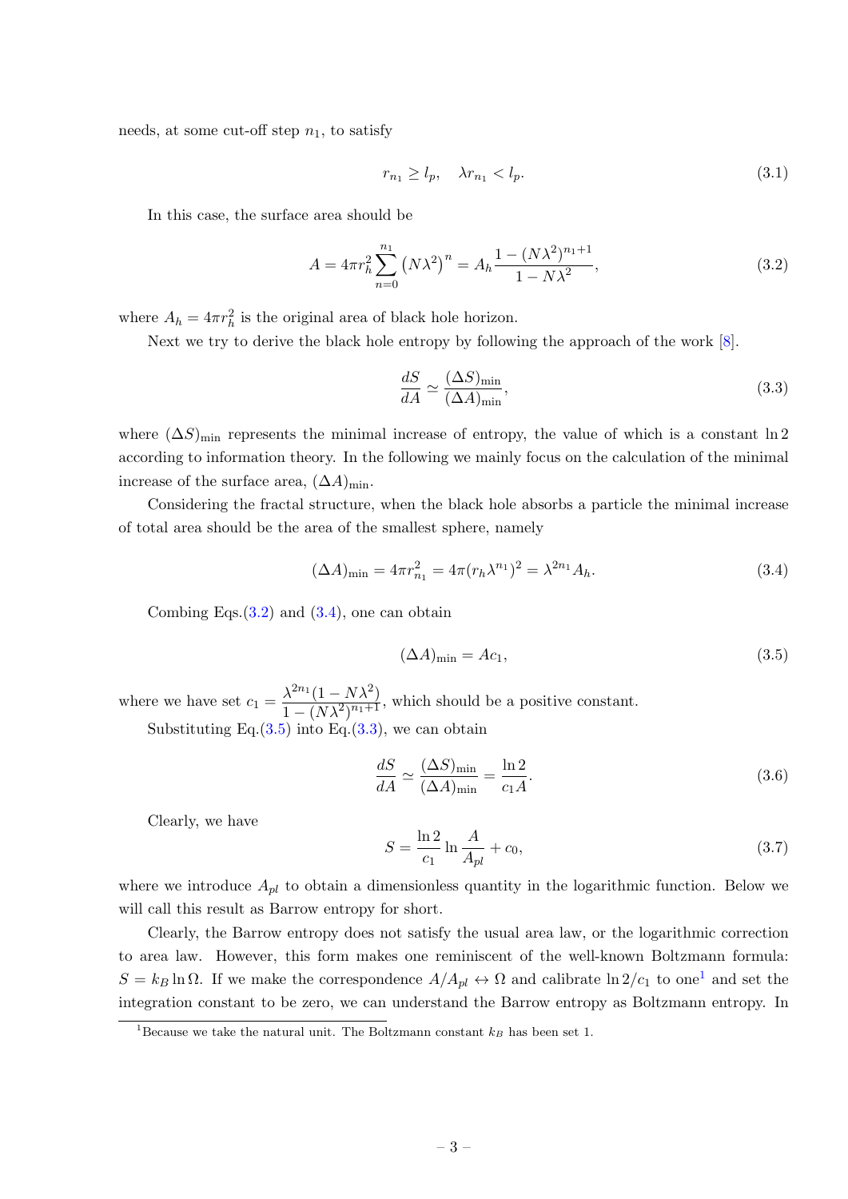needs, at some cut-off step $n_1$, to satisfy

$$r_{n_1} \geq l_p, \quad \lambda r_{n_1} < l_p. \tag{3.1}$$

In this case, the surface area should be

$$A = 4\pi r_h^2 \sum_{n=0}^{n_1} \left(N\lambda^2\right)^n = A_h \frac{1-(N\lambda^2)^{n_1+1}}{1-N\lambda^2}, \tag{3.2}$$

where $A_h = 4\pi r_h^2$ is the original area of black hole horizon.

Next we try to derive the black hole entropy by following the approach of the work [8].

$$\frac{dS}{dA} \simeq \frac{(\Delta S)_{\min}}{(\Delta A)_{\min}}, \tag{3.3}$$

where $(\Delta S)_{\min}$ represents the minimal increase of entropy, the value of which is a constant $\ln 2$ according to information theory. In the following we mainly focus on the calculation of the minimal increase of the surface area, $(\Delta A)_{\min}$.

Considering the fractal structure, when the black hole absorbs a particle the minimal increase of total area should be the area of the smallest sphere, namely

$$(\Delta A)_{\min} = 4\pi r_{n_1}^2 = 4\pi(r_h\lambda^{n_1})^2 = \lambda^{2n_1} A_h. \tag{3.4}$$

Combing Eqs.(3.2) and (3.4), one can obtain

$$(\Delta A)_{\min} = A c_1, \tag{3.5}$$

where we have set $c_1 = \dfrac{\lambda^{2n_1}(1-N\lambda^2)}{1-(N\lambda^2)^{n_1+1}}$, which should be a positive constant.

Substituting Eq.(3.5) into Eq.(3.3), we can obtain

$$\frac{dS}{dA} \simeq \frac{(\Delta S)_{\min}}{(\Delta A)_{\min}} = \frac{\ln 2}{c_1 A}. \tag{3.6}$$

Clearly, we have

$$S = \frac{\ln 2}{c_1} \ln \frac{A}{A_{pl}} + c_0, \tag{3.7}$$

where we introduce $A_{pl}$ to obtain a dimensionless quantity in the logarithmic function. Below we will call this result as Barrow entropy for short.

Clearly, the Barrow entropy does not satisfy the usual area law, or the logarithmic correction to area law. However, this form makes one reminiscent of the well-known Boltzmann formula: $S = k_B \ln \Omega$. If we make the correspondence $A/A_{pl} \leftrightarrow \Omega$ and calibrate $\ln 2/c_1$ to one[1] and set the integration constant to be zero, we can understand the Barrow entropy as Boltzmann entropy. In

[1] Because we take the natural unit. The Boltzmann constant $k_B$ has been set 1.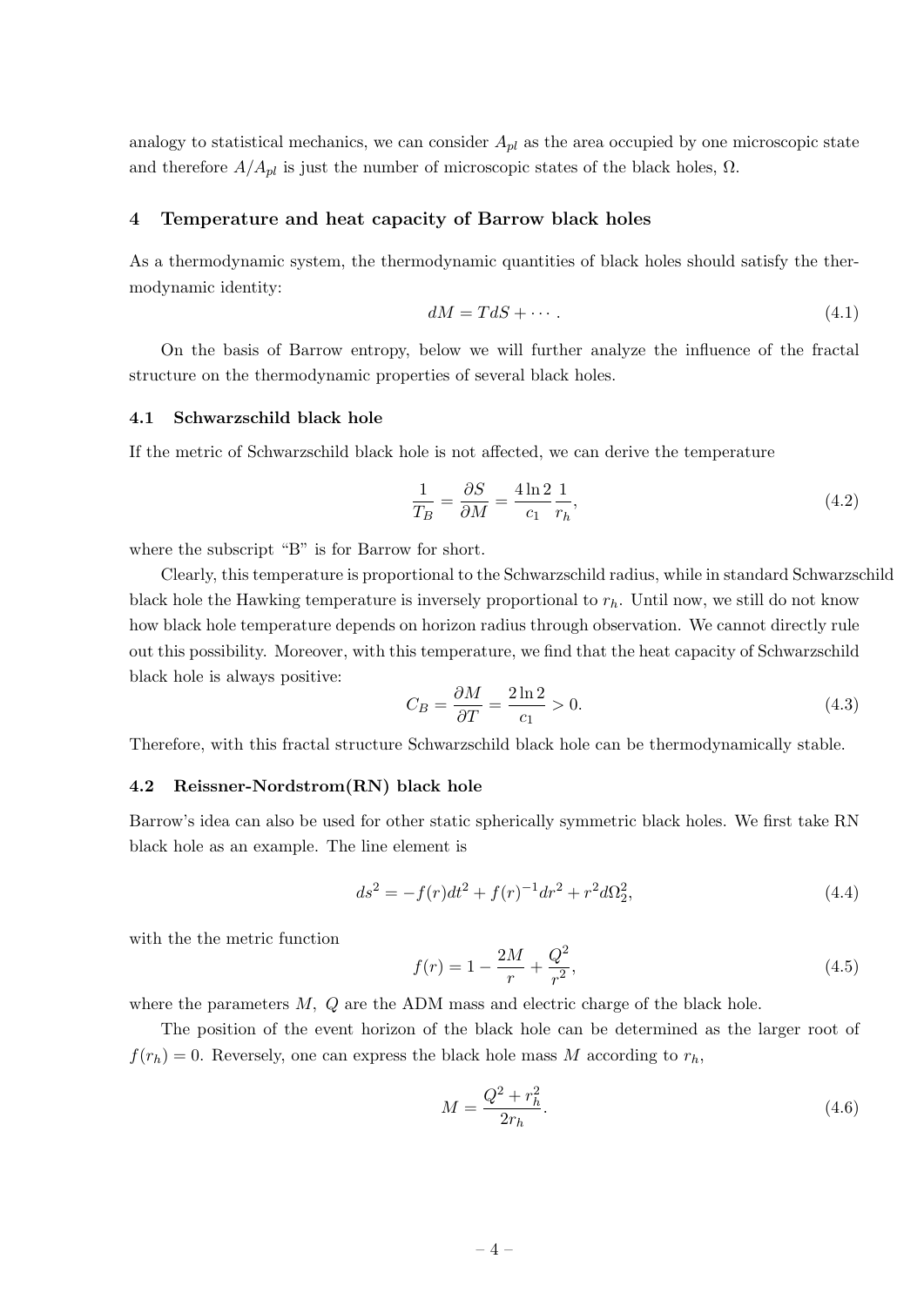analogy to statistical mechanics, we can consider $A_{pl}$ as the area occupied by one microscopic state and therefore $A/A_{pl}$ is just the number of microscopic states of the black holes, $\Omega$.

## 4 Temperature and heat capacity of Barrow black holes

As a thermodynamic system, the thermodynamic quantities of black holes should satisfy the thermodynamic identity:

$$dM = TdS + \cdots . \tag{4.1}$$

On the basis of Barrow entropy, below we will further analyze the influence of the fractal structure on the thermodynamic properties of several black holes.

### 4.1 Schwarzschild black hole

If the metric of Schwarzschild black hole is not affected, we can derive the temperature

$$\frac{1}{T_B} = \frac{\partial S}{\partial M} = \frac{4\ln 2}{c_1}\frac{1}{r_h}, \tag{4.2}$$

where the subscript "B" is for Barrow for short.

Clearly, this temperature is proportional to the Schwarzschild radius, while in standard Schwarzschild black hole the Hawking temperature is inversely proportional to $r_h$. Until now, we still do not know how black hole temperature depends on horizon radius through observation. We cannot directly rule out this possibility. Moreover, with this temperature, we find that the heat capacity of Schwarzschild black hole is always positive:

$$C_B = \frac{\partial M}{\partial T} = \frac{2\ln 2}{c_1} > 0. \tag{4.3}$$

Therefore, with this fractal structure Schwarzschild black hole can be thermodynamically stable.

### 4.2 Reissner-Nordstrom(RN) black hole

Barrow's idea can also be used for other static spherically symmetric black holes. We first take RN black hole as an example. The line element is

$$ds^2 = -f(r)dt^2 + f(r)^{-1}dr^2 + r^2 d\Omega_2^2, \tag{4.4}$$

with the the metric function

$$f(r) = 1 - \frac{2M}{r} + \frac{Q^2}{r^2}, \tag{4.5}$$

where the parameters $M$, $Q$ are the ADM mass and electric charge of the black hole.

The position of the event horizon of the black hole can be determined as the larger root of $f(r_h) = 0$. Reversely, one can express the black hole mass $M$ according to $r_h$,

$$M = \frac{Q^2 + r_h^2}{2r_h}. \tag{4.6}$$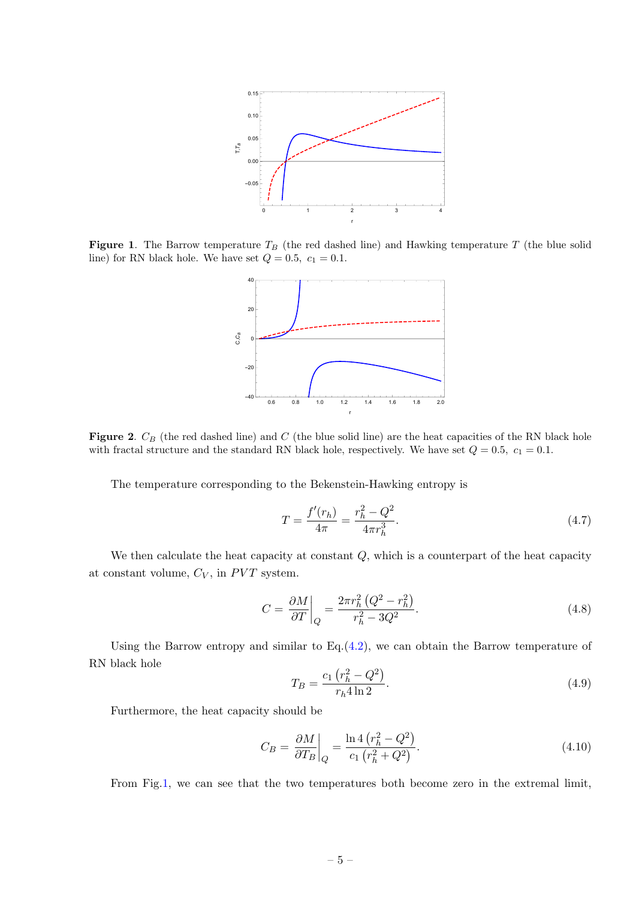**Figure 1**. The Barrow temperature $T_B$ (the red dashed line) and Hawking temperature $T$ (the blue solid line) for RN black hole. We have set $Q = 0.5,\ c_1 = 0.1$.

**Figure 2**. $C_B$ (the red dashed line) and $C$ (the blue solid line) are the heat capacities of the RN black hole with fractal structure and the standard RN black hole, respectively. We have set $Q = 0.5,\ c_1 = 0.1$.

The temperature corresponding to the Bekenstein-Hawking entropy is

$$T = \frac{f'(r_h)}{4\pi} = \frac{r_h^2 - Q^2}{4\pi r_h^3}. \tag{4.7}$$

We then calculate the heat capacity at constant $Q$, which is a counterpart of the heat capacity at constant volume, $C_V$, in $PVT$ system.

$$C = \left.\frac{\partial M}{\partial T}\right|_Q = \frac{2\pi r_h^2 \left(Q^2 - r_h^2\right)}{r_h^2 - 3Q^2}. \tag{4.8}$$

Using the Barrow entropy and similar to Eq.(4.2), we can obtain the Barrow temperature of RN black hole

$$T_B = \frac{c_1 \left(r_h^2 - Q^2\right)}{r_h 4 \ln 2}. \tag{4.9}$$

Furthermore, the heat capacity should be

$$C_B = \left.\frac{\partial M}{\partial T_B}\right|_Q = \frac{\ln 4 \left(r_h^2 - Q^2\right)}{c_1 \left(r_h^2 + Q^2\right)}. \tag{4.10}$$

From Fig.1, we can see that the two temperatures both become zero in the extremal limit,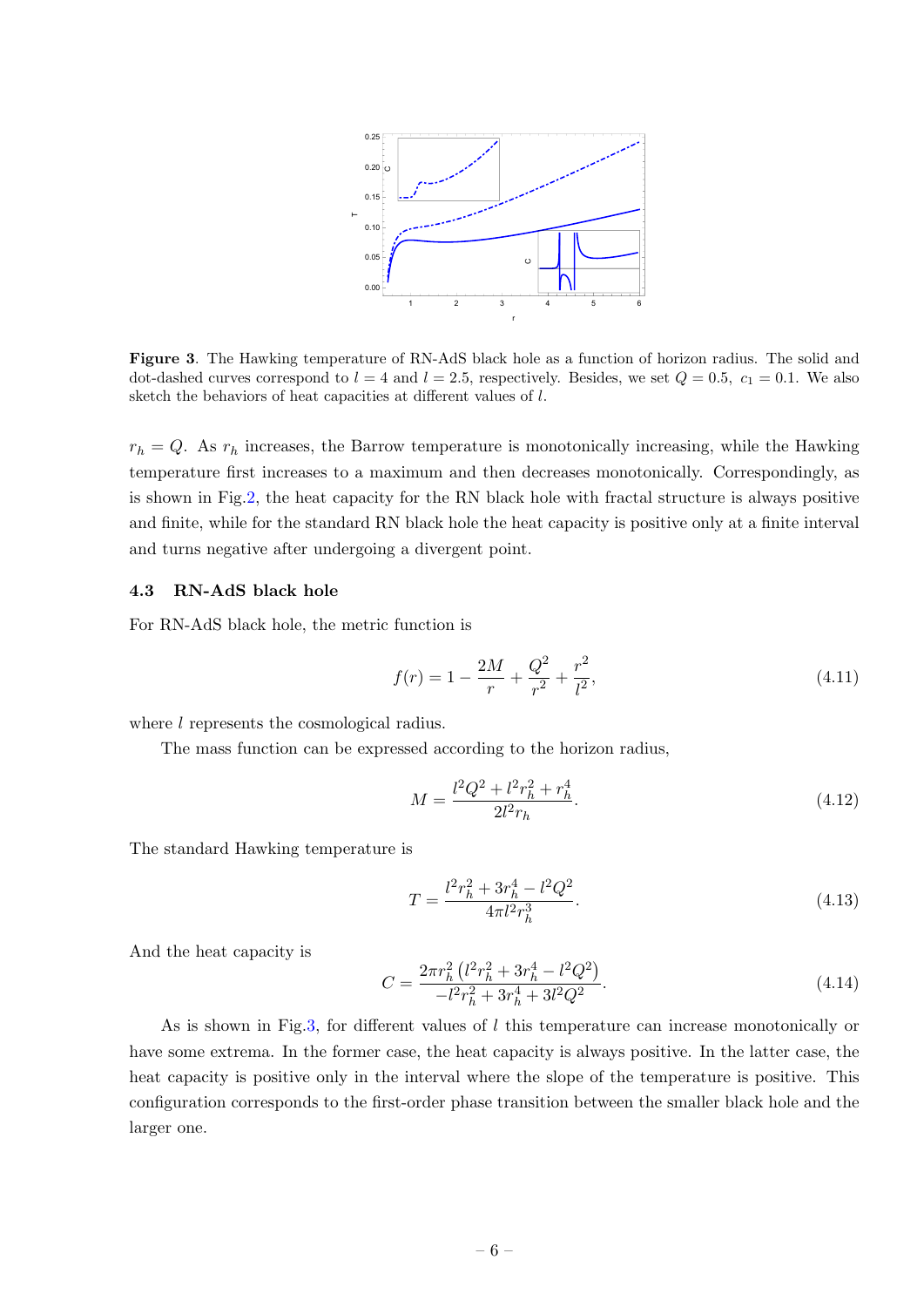**Figure 3**. The Hawking temperature of RN-AdS black hole as a function of horizon radius. The solid and dot-dashed curves correspond to $l = 4$ and $l = 2.5$, respectively. Besides, we set $Q = 0.5$, $c_1 = 0.1$. We also sketch the behaviors of heat capacities at different values of $l$.

$r_h = Q$. As $r_h$ increases, the Barrow temperature is monotonically increasing, while the Hawking temperature first increases to a maximum and then decreases monotonically. Correspondingly, as is shown in Fig.2, the heat capacity for the RN black hole with fractal structure is always positive and finite, while for the standard RN black hole the heat capacity is positive only at a finite interval and turns negative after undergoing a divergent point.

### 4.3 RN-AdS black hole

For RN-AdS black hole, the metric function is

$$f(r) = 1 - \frac{2M}{r} + \frac{Q^2}{r^2} + \frac{r^2}{l^2}, \tag{4.11}$$

where $l$ represents the cosmological radius.

The mass function can be expressed according to the horizon radius,

$$M = \frac{l^2 Q^2 + l^2 r_h^2 + r_h^4}{2l^2 r_h}. \tag{4.12}$$

The standard Hawking temperature is

$$T = \frac{l^2 r_h^2 + 3r_h^4 - l^2 Q^2}{4\pi l^2 r_h^3}. \tag{4.13}$$

And the heat capacity is

$$C = \frac{2\pi r_h^2 \left(l^2 r_h^2 + 3r_h^4 - l^2 Q^2\right)}{-l^2 r_h^2 + 3r_h^4 + 3l^2 Q^2}. \tag{4.14}$$

As is shown in Fig.3, for different values of $l$ this temperature can increase monotonically or have some extrema. In the former case, the heat capacity is always positive. In the latter case, the heat capacity is positive only in the interval where the slope of the temperature is positive. This configuration corresponds to the first-order phase transition between the smaller black hole and the larger one.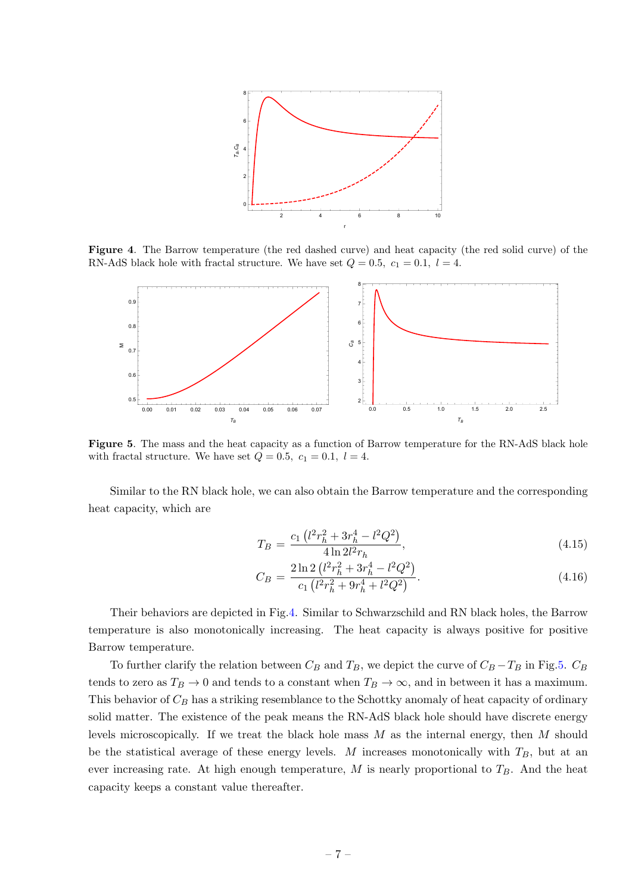**Figure 4**. The Barrow temperature (the red dashed curve) and heat capacity (the red solid curve) of the RN-AdS black hole with fractal structure. We have set $Q = 0.5,\ c_1 = 0.1,\ l = 4$.

**Figure 5**. The mass and the heat capacity as a function of Barrow temperature for the RN-AdS black hole with fractal structure. We have set $Q = 0.5,\ c_1 = 0.1,\ l = 4$.

Similar to the RN black hole, we can also obtain the Barrow temperature and the corresponding heat capacity, which are

$$T_B = \frac{c_1\left(l^2 r_h^2 + 3r_h^4 - l^2 Q^2\right)}{4\ln 2 l^2 r_h}, \tag{4.15}$$

$$C_B = \frac{2\ln 2\left(l^2 r_h^2 + 3r_h^4 - l^2 Q^2\right)}{c_1\left(l^2 r_h^2 + 9r_h^4 + l^2 Q^2\right)}. \tag{4.16}$$

Their behaviors are depicted in Fig.4. Similar to Schwarzschild and RN black holes, the Barrow temperature is also monotonically increasing. The heat capacity is always positive for positive Barrow temperature.

To further clarify the relation between $C_B$ and $T_B$, we depict the curve of $C_B - T_B$ in Fig.5. $C_B$ tends to zero as $T_B \to 0$ and tends to a constant when $T_B \to \infty$, and in between it has a maximum. This behavior of $C_B$ has a striking resemblance to the Schottky anomaly of heat capacity of ordinary solid matter. The existence of the peak means the RN-AdS black hole should have discrete energy levels microscopically. If we treat the black hole mass $M$ as the internal energy, then $M$ should be the statistical average of these energy levels. $M$ increases monotonically with $T_B$, but at an ever increasing rate. At high enough temperature, $M$ is nearly proportional to $T_B$. And the heat capacity keeps a constant value thereafter.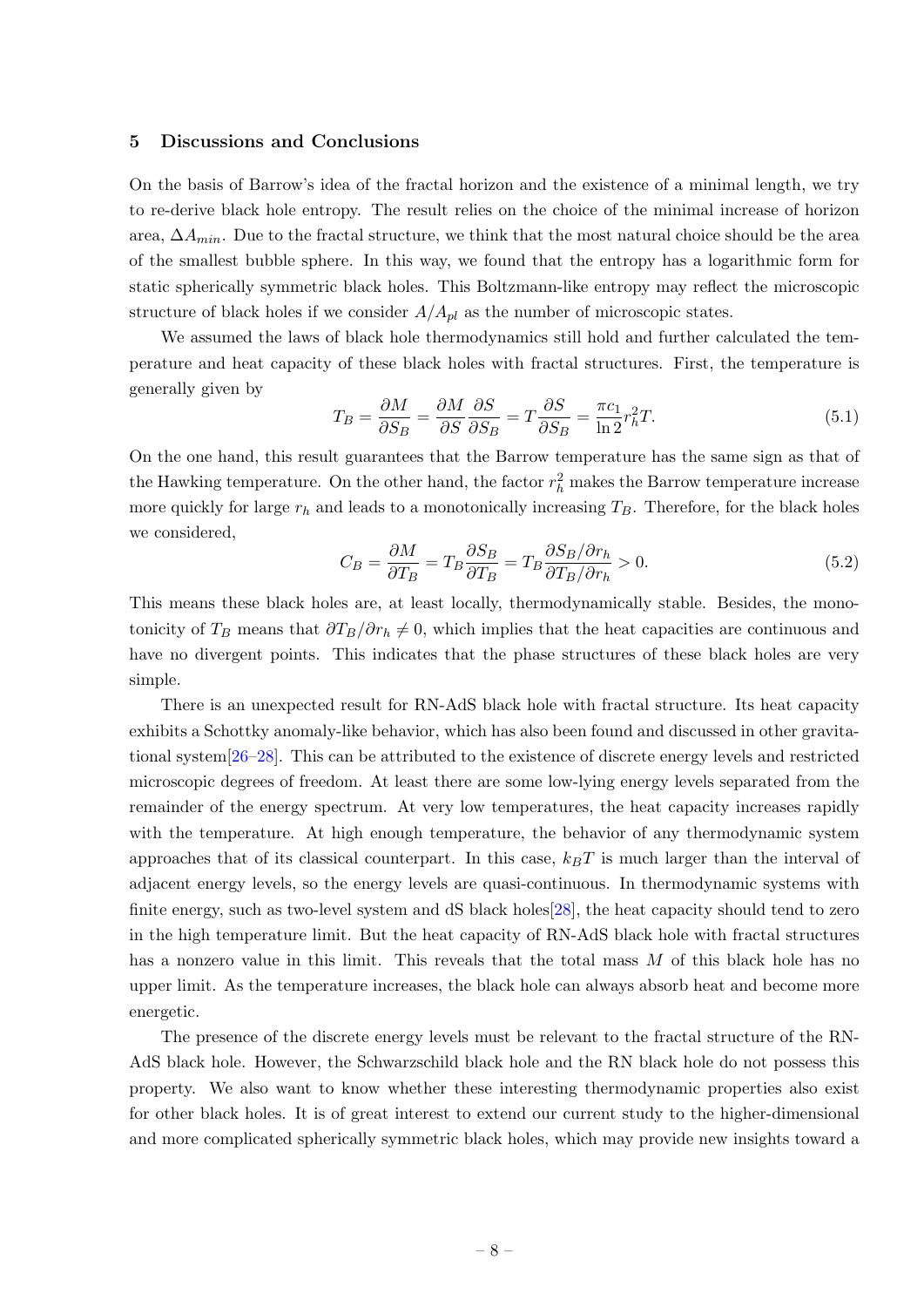## 5 Discussions and Conclusions

On the basis of Barrow's idea of the fractal horizon and the existence of a minimal length, we try to re-derive black hole entropy. The result relies on the choice of the minimal increase of horizon area, $\Delta A_{min}$. Due to the fractal structure, we think that the most natural choice should be the area of the smallest bubble sphere. In this way, we found that the entropy has a logarithmic form for static spherically symmetric black holes. This Boltzmann-like entropy may reflect the microscopic structure of black holes if we consider $A/A_{pl}$ as the number of microscopic states.

We assumed the laws of black hole thermodynamics still hold and further calculated the temperature and heat capacity of these black holes with fractal structures. First, the temperature is generally given by

$$T_B = \frac{\partial M}{\partial S_B} = \frac{\partial M}{\partial S}\frac{\partial S}{\partial S_B} = T\frac{\partial S}{\partial S_B} = \frac{\pi c_1}{\ln 2} r_h^2 T. \tag{5.1}$$

On the one hand, this result guarantees that the Barrow temperature has the same sign as that of the Hawking temperature. On the other hand, the factor $r_h^2$ makes the Barrow temperature increase more quickly for large $r_h$ and leads to a monotonically increasing $T_B$. Therefore, for the black holes we considered,

$$C_B = \frac{\partial M}{\partial T_B} = T_B \frac{\partial S_B}{\partial T_B} = T_B \frac{\partial S_B/\partial r_h}{\partial T_B/\partial r_h} > 0. \tag{5.2}$$

This means these black holes are, at least locally, thermodynamically stable. Besides, the monotonicity of $T_B$ means that $\partial T_B/\partial r_h \neq 0$, which implies that the heat capacities are continuous and have no divergent points. This indicates that the phase structures of these black holes are very simple.

There is an unexpected result for RN-AdS black hole with fractal structure. Its heat capacity exhibits a Schottky anomaly-like behavior, which has also been found and discussed in other gravitational system[26–28]. This can be attributed to the existence of discrete energy levels and restricted microscopic degrees of freedom. At least there are some low-lying energy levels separated from the remainder of the energy spectrum. At very low temperatures, the heat capacity increases rapidly with the temperature. At high enough temperature, the behavior of any thermodynamic system approaches that of its classical counterpart. In this case, $k_B T$ is much larger than the interval of adjacent energy levels, so the energy levels are quasi-continuous. In thermodynamic systems with finite energy, such as two-level system and dS black holes[28], the heat capacity should tend to zero in the high temperature limit. But the heat capacity of RN-AdS black hole with fractal structures has a nonzero value in this limit. This reveals that the total mass $M$ of this black hole has no upper limit. As the temperature increases, the black hole can always absorb heat and become more energetic.

The presence of the discrete energy levels must be relevant to the fractal structure of the RN-AdS black hole. However, the Schwarzschild black hole and the RN black hole do not possess this property. We also want to know whether these interesting thermodynamic properties also exist for other black holes. It is of great interest to extend our current study to the higher-dimensional and more complicated spherically symmetric black holes, which may provide new insights toward a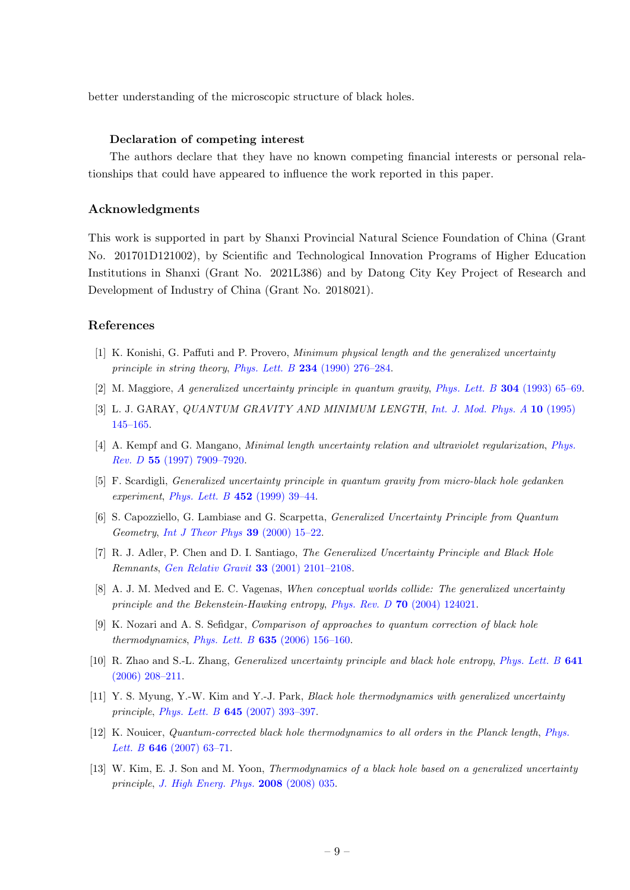better understanding of the microscopic structure of black holes.

**Declaration of competing interest**

The authors declare that they have no known competing financial interests or personal relationships that could have appeared to influence the work reported in this paper.

## Acknowledgments

This work is supported in part by Shanxi Provincial Natural Science Foundation of China (Grant No. 201701D121002), by Scientific and Technological Innovation Programs of Higher Education Institutions in Shanxi (Grant No. 2021L386) and by Datong City Key Project of Research and Development of Industry of China (Grant No. 2018021).

## References

[1] K. Konishi, G. Paffuti and P. Provero, *Minimum physical length and the generalized uncertainty principle in string theory*, *Phys. Lett. B* **234** (1990) 276–284.

[2] M. Maggiore, *A generalized uncertainty principle in quantum gravity*, *Phys. Lett. B* **304** (1993) 65–69.

[3] L. J. GARAY, *QUANTUM GRAVITY AND MINIMUM LENGTH*, *Int. J. Mod. Phys. A* **10** (1995) 145–165.

[4] A. Kempf and G. Mangano, *Minimal length uncertainty relation and ultraviolet regularization*, *Phys. Rev. D* **55** (1997) 7909–7920.

[5] F. Scardigli, *Generalized uncertainty principle in quantum gravity from micro-black hole gedanken experiment*, *Phys. Lett. B* **452** (1999) 39–44.

[6] S. Capozziello, G. Lambiase and G. Scarpetta, *Generalized Uncertainty Principle from Quantum Geometry*, *Int J Theor Phys* **39** (2000) 15–22.

[7] R. J. Adler, P. Chen and D. I. Santiago, *The Generalized Uncertainty Principle and Black Hole Remnants*, *Gen Relativ Gravit* **33** (2001) 2101–2108.

[8] A. J. M. Medved and E. C. Vagenas, *When conceptual worlds collide: The generalized uncertainty principle and the Bekenstein-Hawking entropy*, *Phys. Rev. D* **70** (2004) 124021.

[9] K. Nozari and A. S. Sefidgar, *Comparison of approaches to quantum correction of black hole thermodynamics*, *Phys. Lett. B* **635** (2006) 156–160.

[10] R. Zhao and S.-L. Zhang, *Generalized uncertainty principle and black hole entropy*, *Phys. Lett. B* **641** (2006) 208–211.

[11] Y. S. Myung, Y.-W. Kim and Y.-J. Park, *Black hole thermodynamics with generalized uncertainty principle*, *Phys. Lett. B* **645** (2007) 393–397.

[12] K. Nouicer, *Quantum-corrected black hole thermodynamics to all orders in the Planck length*, *Phys. Lett. B* **646** (2007) 63–71.

[13] W. Kim, E. J. Son and M. Yoon, *Thermodynamics of a black hole based on a generalized uncertainty principle*, *J. High Energ. Phys.* **2008** (2008) 035.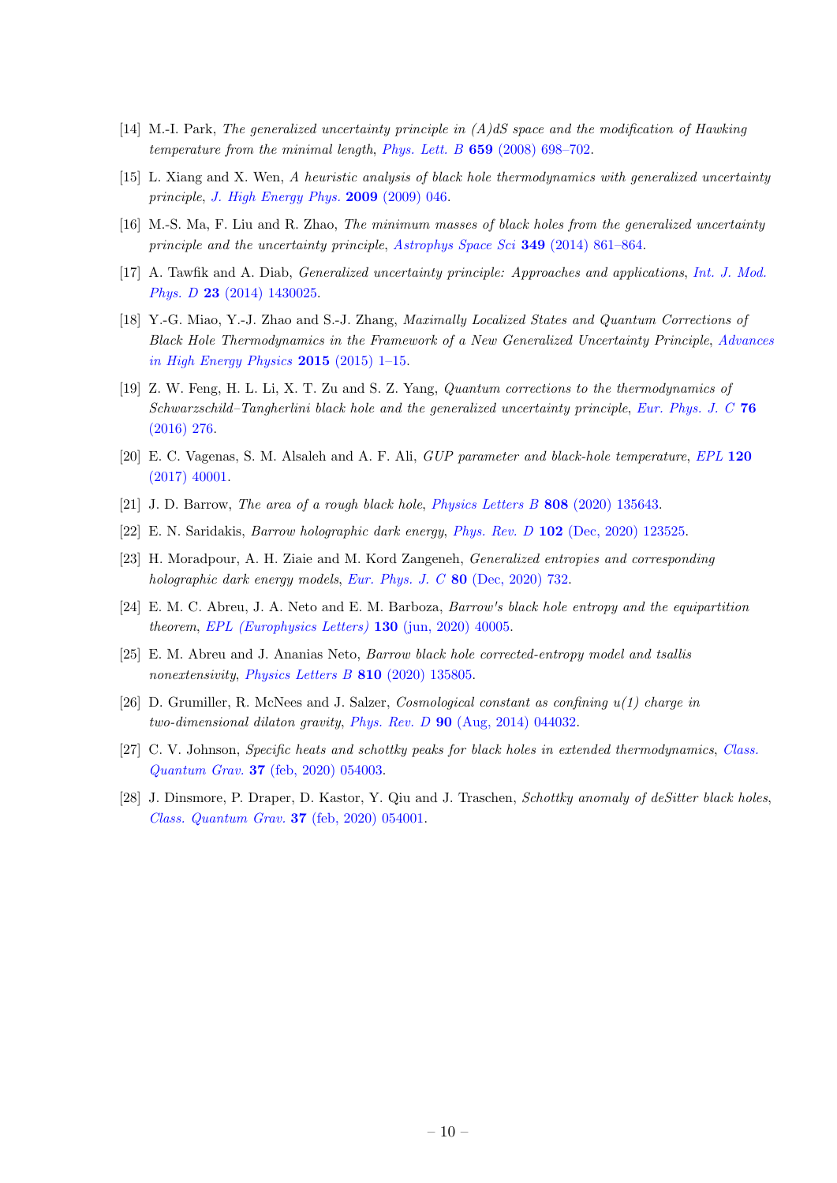[14] M.-I. Park, *The generalized uncertainty principle in (A)dS space and the modification of Hawking temperature from the minimal length*, *Phys. Lett. B* **659** (2008) 698–702.

[15] L. Xiang and X. Wen, *A heuristic analysis of black hole thermodynamics with generalized uncertainty principle*, *J. High Energy Phys.* **2009** (2009) 046.

[16] M.-S. Ma, F. Liu and R. Zhao, *The minimum masses of black holes from the generalized uncertainty principle and the uncertainty principle*, *Astrophys Space Sci* **349** (2014) 861–864.

[17] A. Tawfik and A. Diab, *Generalized uncertainty principle: Approaches and applications*, *Int. J. Mod. Phys. D* **23** (2014) 1430025.

[18] Y.-G. Miao, Y.-J. Zhao and S.-J. Zhang, *Maximally Localized States and Quantum Corrections of Black Hole Thermodynamics in the Framework of a New Generalized Uncertainty Principle*, *Advances in High Energy Physics* **2015** (2015) 1–15.

[19] Z. W. Feng, H. L. Li, X. T. Zu and S. Z. Yang, *Quantum corrections to the thermodynamics of Schwarzschild–Tangherlini black hole and the generalized uncertainty principle*, *Eur. Phys. J. C* **76** (2016) 276.

[20] E. C. Vagenas, S. M. Alsaleh and A. F. Ali, *GUP parameter and black-hole temperature*, *EPL* **120** (2017) 40001.

[21] J. D. Barrow, *The area of a rough black hole*, *Physics Letters B* **808** (2020) 135643.

[22] E. N. Saridakis, *Barrow holographic dark energy*, *Phys. Rev. D* **102** (Dec, 2020) 123525.

[23] H. Moradpour, A. H. Ziaie and M. Kord Zangeneh, *Generalized entropies and corresponding holographic dark energy models*, *Eur. Phys. J. C* **80** (Dec, 2020) 732.

[24] E. M. C. Abreu, J. A. Neto and E. M. Barboza, *Barrow's black hole entropy and the equipartition theorem*, *EPL (Europhysics Letters)* **130** (jun, 2020) 40005.

[25] E. M. Abreu and J. Ananias Neto, *Barrow black hole corrected-entropy model and tsallis nonextensivity*, *Physics Letters B* **810** (2020) 135805.

[26] D. Grumiller, R. McNees and J. Salzer, *Cosmological constant as confining u(1) charge in two-dimensional dilaton gravity*, *Phys. Rev. D* **90** (Aug, 2014) 044032.

[27] C. V. Johnson, *Specific heats and schottky peaks for black holes in extended thermodynamics*, *Class. Quantum Grav.* **37** (feb, 2020) 054003.

[28] J. Dinsmore, P. Draper, D. Kastor, Y. Qiu and J. Traschen, *Schottky anomaly of deSitter black holes*, *Class. Quantum Grav.* **37** (feb, 2020) 054001.